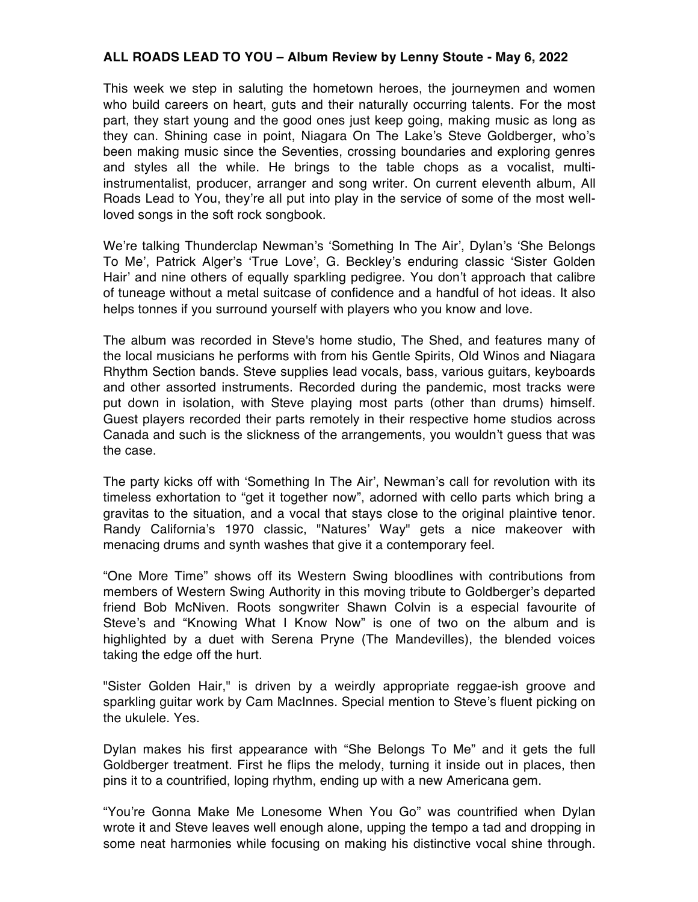**ALL ROADS LEAD TO YOU – Album Review by Lenny Stoute - May 6, 2022**

This week we step in saluting the hometown heroes, the journeymen and women who build careers on heart, guts and their naturally occurring talents. For the most part, they start young and the good ones just keep going, making music as long as they can. Shining case in point, Niagara On The Lake's Steve Goldberger, who's been making music since the Seventies, crossing boundaries and exploring genres and styles all the while. He brings to the table chops as a vocalist, multi-instrumentalist, producer, arranger and song writer. On current eleventh album, All Roads Lead to You, they're all put into play in the service of some of the most well-loved songs in the soft rock songbook.

We're talking Thunderclap Newman's 'Something In The Air', Dylan's 'She Belongs To Me', Patrick Alger's 'True Love', G. Beckley's enduring classic 'Sister Golden Hair' and nine others of equally sparkling pedigree. You don't approach that calibre of tuneage without a metal suitcase of confidence and a handful of hot ideas. It also helps tonnes if you surround yourself with players who you know and love.

The album was recorded in Steve's home studio, The Shed, and features many of the local musicians he performs with from his Gentle Spirits, Old Winos and Niagara Rhythm Section bands. Steve supplies lead vocals, bass, various guitars, keyboards and other assorted instruments. Recorded during the pandemic, most tracks were put down in isolation, with Steve playing most parts (other than drums) himself. Guest players recorded their parts remotely in their respective home studios across Canada and such is the slickness of the arrangements, you wouldn't guess that was the case.

The party kicks off with 'Something In The Air', Newman's call for revolution with its timeless exhortation to "get it together now", adorned with cello parts which bring a gravitas to the situation, and a vocal that stays close to the original plaintive tenor. Randy California's 1970 classic, "Natures' Way" gets a nice makeover with menacing drums and synth washes that give it a contemporary feel.

"One More Time" shows off its Western Swing bloodlines with contributions from members of Western Swing Authority in this moving tribute to Goldberger's departed friend Bob McNiven. Roots songwriter Shawn Colvin is a especial favourite of Steve's and "Knowing What I Know Now" is one of two on the album and is highlighted by a duet with Serena Pryne (The Mandevilles), the blended voices taking the edge off the hurt.

"Sister Golden Hair," is driven by a weirdly appropriate reggae-ish groove and sparkling guitar work by Cam MacInnes. Special mention to Steve's fluent picking on the ukulele. Yes.

Dylan makes his first appearance with "She Belongs To Me" and it gets the full Goldberger treatment. First he flips the melody, turning it inside out in places, then pins it to a countrified, loping rhythm, ending up with a new Americana gem.

"You're Gonna Make Me Lonesome When You Go" was countrified when Dylan wrote it and Steve leaves well enough alone, upping the tempo a tad and dropping in some neat harmonies while focusing on making his distinctive vocal shine through.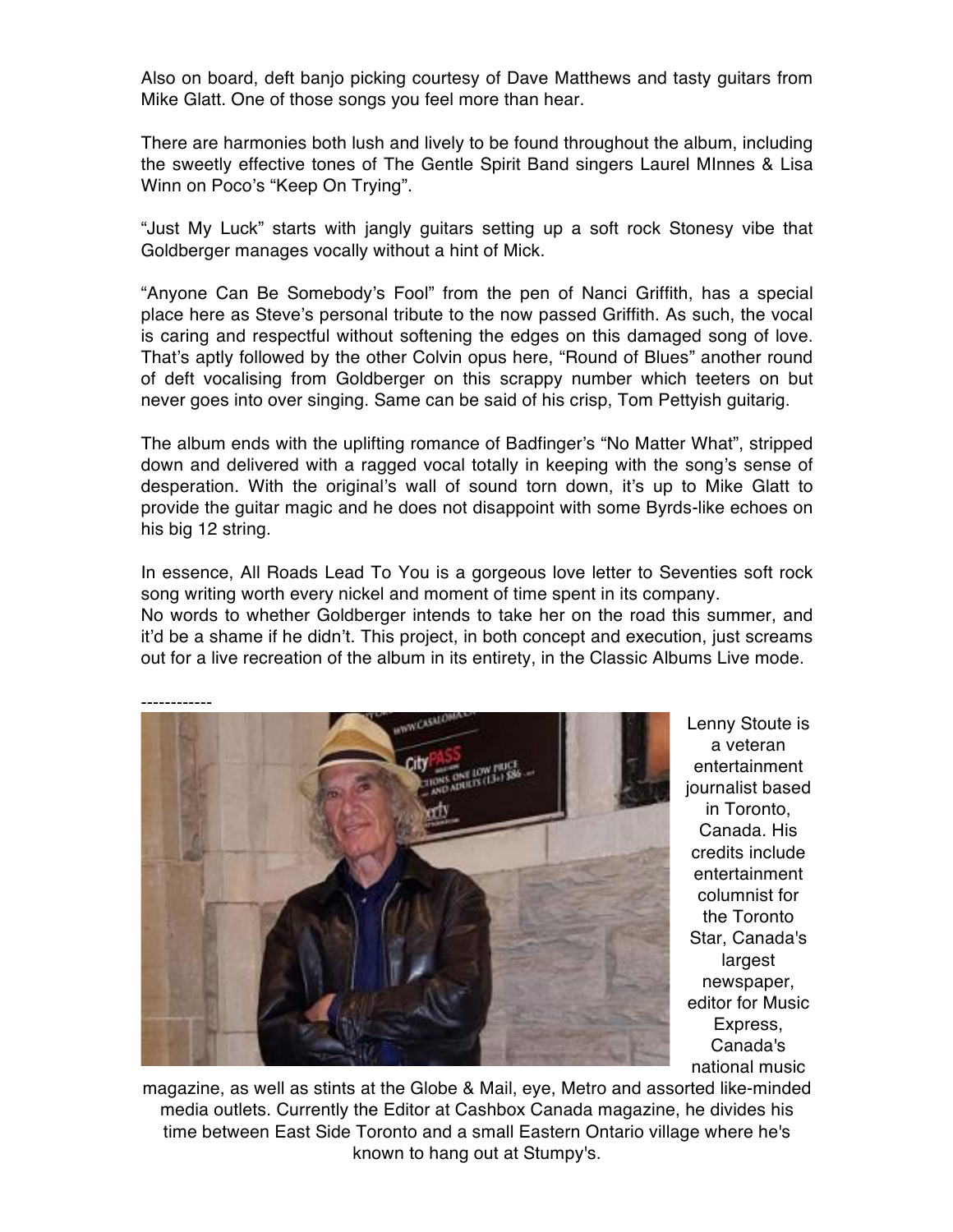Also on board, deft banjo picking courtesy of Dave Matthews and tasty guitars from Mike Glatt. One of those songs you feel more than hear.

There are harmonies both lush and lively to be found throughout the album, including the sweetly effective tones of The Gentle Spirit Band singers Laurel MInnes & Lisa Winn on Poco's "Keep On Trying".

"Just My Luck" starts with jangly guitars setting up a soft rock Stonesy vibe that Goldberger manages vocally without a hint of Mick.

"Anyone Can Be Somebody's Fool" from the pen of Nanci Griffith, has a special place here as Steve's personal tribute to the now passed Griffith. As such, the vocal is caring and respectful without softening the edges on this damaged song of love. That's aptly followed by the other Colvin opus here, "Round of Blues" another round of deft vocalising from Goldberger on this scrappy number which teeters on but never goes into over singing. Same can be said of his crisp, Tom Pettyish guitarig.

The album ends with the uplifting romance of Badfinger's "No Matter What", stripped down and delivered with a ragged vocal totally in keeping with the song's sense of desperation. With the original's wall of sound torn down, it's up to Mike Glatt to provide the guitar magic and he does not disappoint with some Byrds-like echoes on his big 12 string.

In essence, All Roads Lead To You is a gorgeous love letter to Seventies soft rock song writing worth every nickel and moment of time spent in its company.
No words to whether Goldberger intends to take her on the road this summer, and it'd be a shame if he didn't. This project, in both concept and execution, just screams out for a live recreation of the album in its entirety, in the Classic Albums Live mode.

------------

Lenny Stoute is a veteran entertainment journalist based in Toronto, Canada. His credits include entertainment columnist for the Toronto Star, Canada's largest newspaper, editor for Music Express, Canada's national music magazine, as well as stints at the Globe & Mail, eye, Metro and assorted like-minded media outlets. Currently the Editor at Cashbox Canada magazine, he divides his time between East Side Toronto and a small Eastern Ontario village where he's known to hang out at Stumpy's.